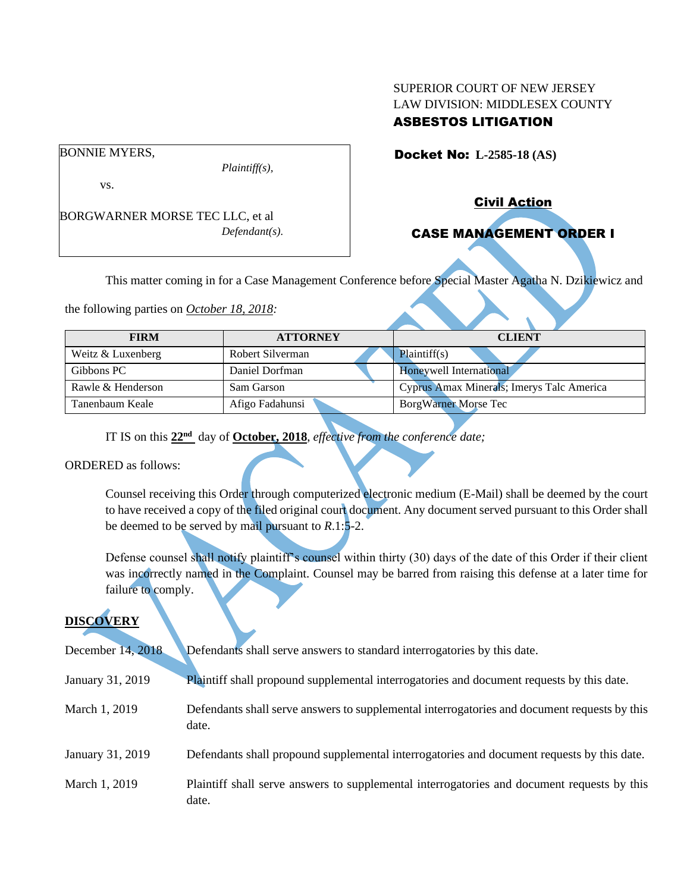SUPERIOR COURT OF NEW JERSEY
LAW DIVISION: MIDDLESEX COUNTY
**ASBESTOS LITIGATION**

BONNIE MYERS,
*Plaintiff(s),*

vs.

BORGWARNER MORSE TEC LLC, et al
*Defendant(s).*

**Docket No: L-2585-18 (AS)**

**Civil Action**

**CASE MANAGEMENT ORDER I**

This matter coming in for a Case Management Conference before Special Master Agatha N. Dzikiewicz and the following parties on *October 18, 2018:*

| FIRM | ATTORNEY | CLIENT |
|---|---|---|
| Weitz & Luxenberg | Robert Silverman | Plaintiff(s) |
| Gibbons PC | Daniel Dorfman | Honeywell International |
| Rawle & Henderson | Sam Garson | Cyprus Amax Minerals; Imerys Talc America |
| Tanenbaum Keale | Afigo Fadahunsi | BorgWarner Morse Tec |

IT IS on this **22nd** day of **October, 2018**, *effective from the conference date;*

ORDERED as follows:

Counsel receiving this Order through computerized electronic medium (E-Mail) shall be deemed by the court to have received a copy of the filed original court document. Any document served pursuant to this Order shall be deemed to be served by mail pursuant to *R*.1:5-2.

Defense counsel shall notify plaintiff's counsel within thirty (30) days of the date of this Order if their client was incorrectly named in the Complaint. Counsel may be barred from raising this defense at a later time for failure to comply.

**DISCOVERY**

December 14, 2018 — Defendants shall serve answers to standard interrogatories by this date.

January 31, 2019 — Plaintiff shall propound supplemental interrogatories and document requests by this date.

March 1, 2019 — Defendants shall serve answers to supplemental interrogatories and document requests by this date.

January 31, 2019 — Defendants shall propound supplemental interrogatories and document requests by this date.

March 1, 2019 — Plaintiff shall serve answers to supplemental interrogatories and document requests by this date.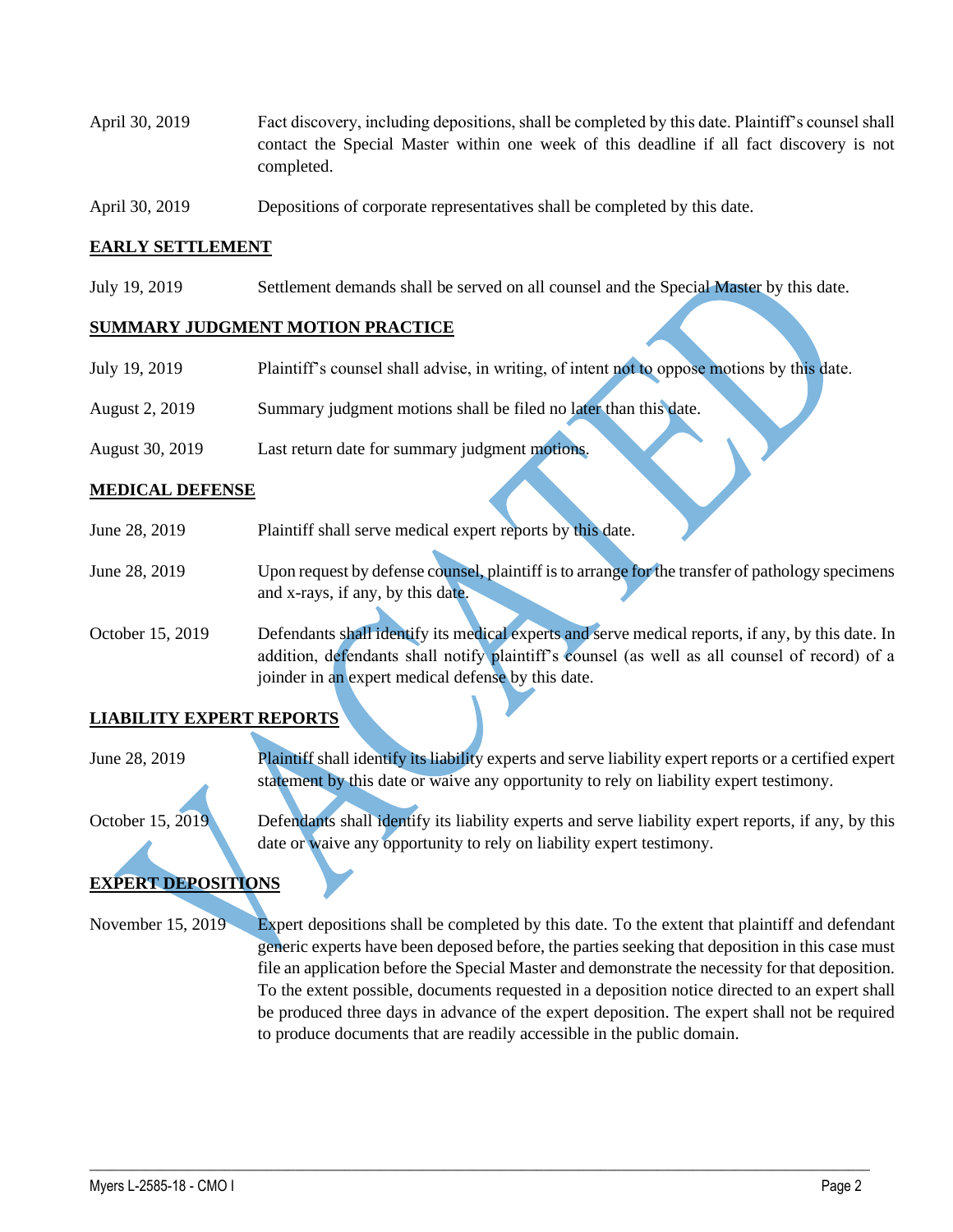| | |
|---|---|
| April 30, 2019 | Fact discovery, including depositions, shall be completed by this date. Plaintiff's counsel shall contact the Special Master within one week of this deadline if all fact discovery is not completed. |
| April 30, 2019 | Depositions of corporate representatives shall be completed by this date. |

**EARLY SETTLEMENT**

| | |
|---|---|
| July 19, 2019 | Settlement demands shall be served on all counsel and the Special Master by this date. |

**SUMMARY JUDGMENT MOTION PRACTICE**

| | |
|---|---|
| July 19, 2019 | Plaintiff's counsel shall advise, in writing, of intent not to oppose motions by this date. |
| August 2, 2019 | Summary judgment motions shall be filed no later than this date. |
| August 30, 2019 | Last return date for summary judgment motions. |

**MEDICAL DEFENSE**

| | |
|---|---|
| June 28, 2019 | Plaintiff shall serve medical expert reports by this date. |
| June 28, 2019 | Upon request by defense counsel, plaintiff is to arrange for the transfer of pathology specimens and x-rays, if any, by this date. |
| October 15, 2019 | Defendants shall identify its medical experts and serve medical reports, if any, by this date. In addition, defendants shall notify plaintiff's counsel (as well as all counsel of record) of a joinder in an expert medical defense by this date. |

**LIABILITY EXPERT REPORTS**

| | |
|---|---|
| June 28, 2019 | Plaintiff shall identify its liability experts and serve liability expert reports or a certified expert statement by this date or waive any opportunity to rely on liability expert testimony. |
| October 15, 2019 | Defendants shall identify its liability experts and serve liability expert reports, if any, by this date or waive any opportunity to rely on liability expert testimony. |

**EXPERT DEPOSITIONS**

| | |
|---|---|
| November 15, 2019 | Expert depositions shall be completed by this date. To the extent that plaintiff and defendant generic experts have been deposed before, the parties seeking that deposition in this case must file an application before the Special Master and demonstrate the necessity for that deposition. To the extent possible, documents requested in a deposition notice directed to an expert shall be produced three days in advance of the expert deposition. The expert shall not be required to produce documents that are readily accessible in the public domain. |

VACATED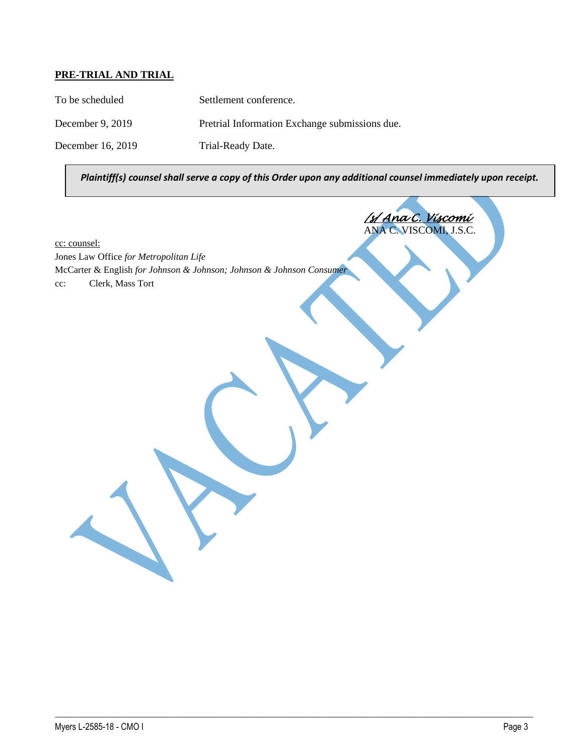**PRE-TRIAL AND TRIAL**

| | |
|---|---|
| To be scheduled | Settlement conference. |
| December 9, 2019 | Pretrial Information Exchange submissions due. |
| December 16, 2019 | Trial-Ready Date. |

***Plaintiff(s) counsel shall serve a copy of this Order upon any additional counsel immediately upon receipt.***

/s/ Ana C. Viscomi
ANA C. VISCOMI, J.S.C.

cc: counsel:
Jones Law Office *for Metropolitan Life*
McCarter & English *for Johnson & Johnson; Johnson & Johnson Consumer*
cc: Clerk, Mass Tort

VACATED